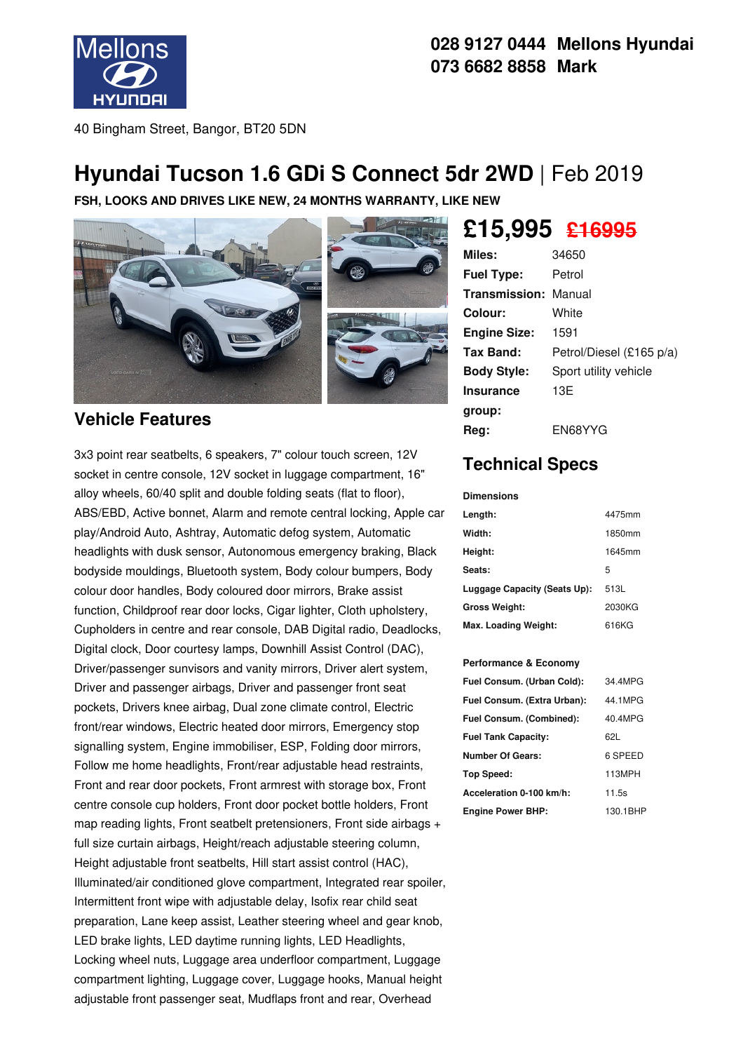Mellons Hyundai

**028 9127 0444 Mellons Hyundai**
**073 6682 8858 Mark**

40 Bingham Street, Bangor, BT20 5DN

# Hyundai Tucson 1.6 GDi S Connect 5dr 2WD | Feb 2019

**FSH, LOOKS AND DRIVES LIKE NEW, 24 MONTHS WARRANTY, LIKE NEW**

## £15,995 ~~£16995~~

| | |
|---|---|
| **Miles:** | 34650 |
| **Fuel Type:** | Petrol |
| **Transmission:** | Manual |
| **Colour:** | White |
| **Engine Size:** | 1591 |
| **Tax Band:** | Petrol/Diesel (£165 p/a) |
| **Body Style:** | Sport utility vehicle |
| **Insurance group:** | 13E |
| **Reg:** | EN68YYG |

## Vehicle Features

3x3 point rear seatbelts, 6 speakers, 7" colour touch screen, 12V socket in centre console, 12V socket in luggage compartment, 16" alloy wheels, 60/40 split and double folding seats (flat to floor), ABS/EBD, Active bonnet, Alarm and remote central locking, Apple car play/Android Auto, Ashtray, Automatic defog system, Automatic headlights with dusk sensor, Autonomous emergency braking, Black bodyside mouldings, Bluetooth system, Body colour bumpers, Body colour door handles, Body coloured door mirrors, Brake assist function, Childproof rear door locks, Cigar lighter, Cloth upholstery, Cupholders in centre and rear console, DAB Digital radio, Deadlocks, Digital clock, Door courtesy lamps, Downhill Assist Control (DAC), Driver/passenger sunvisors and vanity mirrors, Driver alert system, Driver and passenger airbags, Driver and passenger front seat pockets, Drivers knee airbag, Dual zone climate control, Electric front/rear windows, Electric heated door mirrors, Emergency stop signalling system, Engine immobiliser, ESP, Folding door mirrors, Follow me home headlights, Front/rear adjustable head restraints, Front and rear door pockets, Front armrest with storage box, Front centre console cup holders, Front door pocket bottle holders, Front map reading lights, Front seatbelt pretensioners, Front side airbags + full size curtain airbags, Height/reach adjustable steering column, Height adjustable front seatbelts, Hill start assist control (HAC), Illuminated/air conditioned glove compartment, Integrated rear spoiler, Intermittent front wipe with adjustable delay, Isofix rear child seat preparation, Lane keep assist, Leather steering wheel and gear knob, LED brake lights, LED daytime running lights, LED Headlights, Locking wheel nuts, Luggage area underfloor compartment, Luggage compartment lighting, Luggage cover, Luggage hooks, Manual height adjustable front passenger seat, Mudflaps front and rear, Overhead

## Technical Specs

**Dimensions**

| | |
|---|---|
| **Length:** | 4475mm |
| **Width:** | 1850mm |
| **Height:** | 1645mm |
| **Seats:** | 5 |
| **Luggage Capacity (Seats Up):** | 513L |
| **Gross Weight:** | 2030KG |
| **Max. Loading Weight:** | 616KG |

**Performance & Economy**

| | |
|---|---|
| **Fuel Consum. (Urban Cold):** | 34.4MPG |
| **Fuel Consum. (Extra Urban):** | 44.1MPG |
| **Fuel Consum. (Combined):** | 40.4MPG |
| **Fuel Tank Capacity:** | 62L |
| **Number Of Gears:** | 6 SPEED |
| **Top Speed:** | 113MPH |
| **Acceleration 0-100 km/h:** | 11.5s |
| **Engine Power BHP:** | 130.1BHP |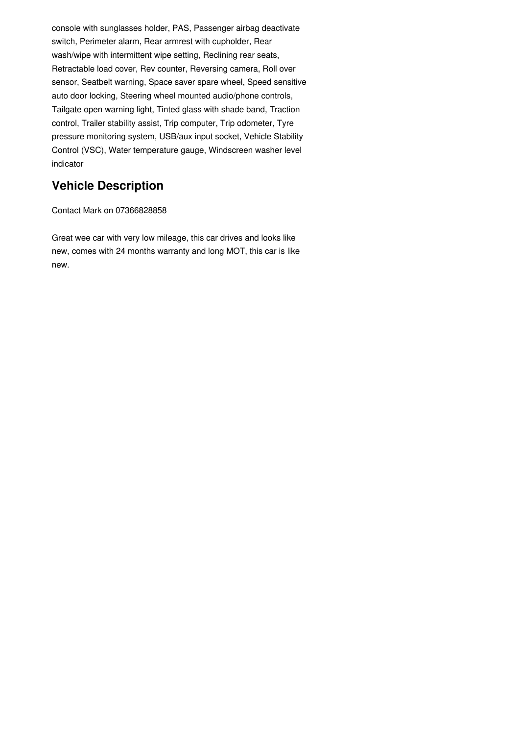console with sunglasses holder, PAS, Passenger airbag deactivate switch, Perimeter alarm, Rear armrest with cupholder, Rear wash/wipe with intermittent wipe setting, Reclining rear seats, Retractable load cover, Rev counter, Reversing camera, Roll over sensor, Seatbelt warning, Space saver spare wheel, Speed sensitive auto door locking, Steering wheel mounted audio/phone controls, Tailgate open warning light, Tinted glass with shade band, Traction control, Trailer stability assist, Trip computer, Trip odometer, Tyre pressure monitoring system, USB/aux input socket, Vehicle Stability Control (VSC), Water temperature gauge, Windscreen washer level indicator

## Vehicle Description

Contact Mark on 07366828858

Great wee car with very low mileage, this car drives and looks like new, comes with 24 months warranty and long MOT, this car is like new.